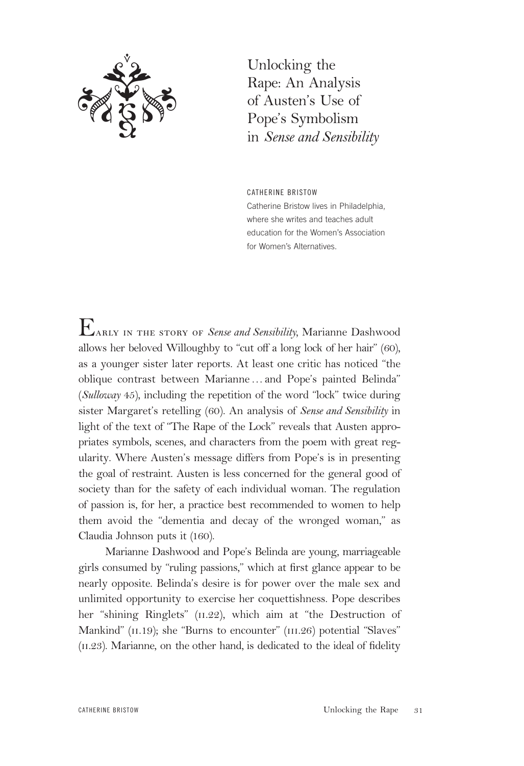# Unlocking the Rape: An Analysis of Austen's Use of Pope's Symbolism in *Sense and Sensibility*

CATHERINE BRISTOW

Catherine Bristow lives in Philadelphia, where she writes and teaches adult education for the Women's Association for Women's Alternatives.

Early in the story of *Sense and Sensibility*, Marianne Dashwood allows her beloved Willoughby to "cut off a long lock of her hair" (60), as a younger sister later reports. At least one critic has noticed "the oblique contrast between Marianne . . . and Pope's painted Belinda" (*Sulloway* 45), including the repetition of the word "lock" twice during sister Margaret's retelling (60). An analysis of *Sense and Sensibility* in light of the text of "The Rape of the Lock" reveals that Austen appropriates symbols, scenes, and characters from the poem with great regularity. Where Austen's message differs from Pope's is in presenting the goal of restraint. Austen is less concerned for the general good of society than for the safety of each individual woman. The regulation of passion is, for her, a practice best recommended to women to help them avoid the "dementia and decay of the wronged woman," as Claudia Johnson puts it (160).

Marianne Dashwood and Pope's Belinda are young, marriageable girls consumed by "ruling passions," which at first glance appear to be nearly opposite. Belinda's desire is for power over the male sex and unlimited opportunity to exercise her coquettishness. Pope describes her "shining Ringlets" (II.22), which aim at "the Destruction of Mankind" (II.19); she "Burns to encounter" (III.26) potential "Slaves" (II.23). Marianne, on the other hand, is dedicated to the ideal of fidelity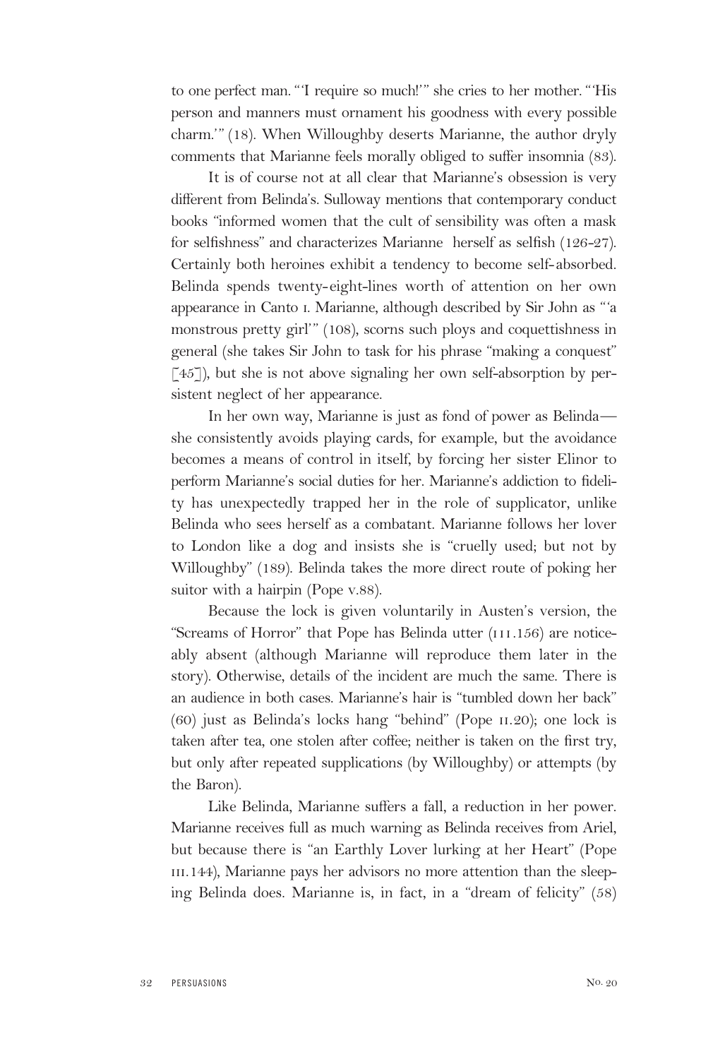to one perfect man. "'I require so much!'" she cries to her mother. "'His person and manners must ornament his goodness with every possible charm.'" (18). When Willoughby deserts Marianne, the author dryly comments that Marianne feels morally obliged to suffer insomnia (83).

It is of course not at all clear that Marianne's obsession is very different from Belinda's. Sulloway mentions that contemporary conduct books "informed women that the cult of sensibility was often a mask for selfishness" and characterizes Marianne herself as selfish (126-27). Certainly both heroines exhibit a tendency to become self-absorbed. Belinda spends twenty-eight-lines worth of attention on her own appearance in Canto I. Marianne, although described by Sir John as "'a monstrous pretty girl'" (108), scorns such ploys and coquettishness in general (she takes Sir John to task for his phrase "making a conquest" [45]), but she is not above signaling her own self-absorption by persistent neglect of her appearance.

In her own way, Marianne is just as fond of power as Belinda—she consistently avoids playing cards, for example, but the avoidance becomes a means of control in itself, by forcing her sister Elinor to perform Marianne's social duties for her. Marianne's addiction to fidelity has unexpectedly trapped her in the role of supplicator, unlike Belinda who sees herself as a combatant. Marianne follows her lover to London like a dog and insists she is "cruelly used; but not by Willoughby" (189). Belinda takes the more direct route of poking her suitor with a hairpin (Pope V.88).

Because the lock is given voluntarily in Austen's version, the "Screams of Horror" that Pope has Belinda utter (III.156) are noticeably absent (although Marianne will reproduce them later in the story). Otherwise, details of the incident are much the same. There is an audience in both cases. Marianne's hair is "tumbled down her back" (60) just as Belinda's locks hang "behind" (Pope II.20); one lock is taken after tea, one stolen after coffee; neither is taken on the first try, but only after repeated supplications (by Willoughby) or attempts (by the Baron).

Like Belinda, Marianne suffers a fall, a reduction in her power. Marianne receives full as much warning as Belinda receives from Ariel, but because there is "an Earthly Lover lurking at her Heart" (Pope III.144), Marianne pays her advisors no more attention than the sleeping Belinda does. Marianne is, in fact, in a "dream of felicity" (58)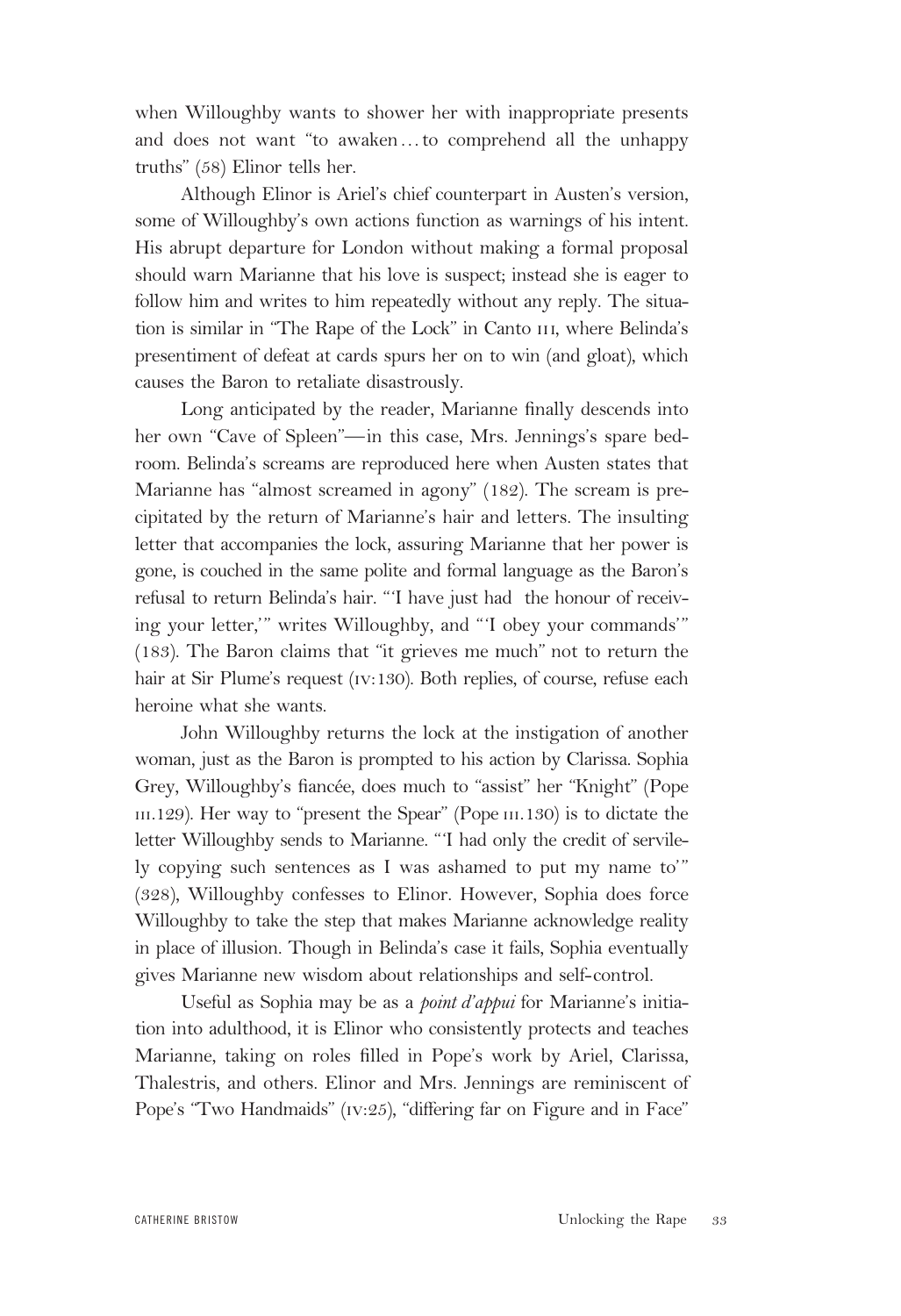when Willoughby wants to shower her with inappropriate presents and does not want "to awaken…to comprehend all the unhappy truths" (58) Elinor tells her.

Although Elinor is Ariel's chief counterpart in Austen's version, some of Willoughby's own actions function as warnings of his intent. His abrupt departure for London without making a formal proposal should warn Marianne that his love is suspect; instead she is eager to follow him and writes to him repeatedly without any reply. The situation is similar in "The Rape of the Lock" in Canto III, where Belinda's presentiment of defeat at cards spurs her on to win (and gloat), which causes the Baron to retaliate disastrously.

Long anticipated by the reader, Marianne finally descends into her own "Cave of Spleen"—in this case, Mrs. Jennings's spare bedroom. Belinda's screams are reproduced here when Austen states that Marianne has "almost screamed in agony" (182). The scream is precipitated by the return of Marianne's hair and letters. The insulting letter that accompanies the lock, assuring Marianne that her power is gone, is couched in the same polite and formal language as the Baron's refusal to return Belinda's hair. "'I have just had the honour of receiving your letter,'" writes Willoughby, and "'I obey your commands'" (183). The Baron claims that "it grieves me much" not to return the hair at Sir Plume's request (IV:130). Both replies, of course, refuse each heroine what she wants.

John Willoughby returns the lock at the instigation of another woman, just as the Baron is prompted to his action by Clarissa. Sophia Grey, Willoughby's fiancée, does much to "assist" her "Knight" (Pope III.129). Her way to "present the Spear" (Pope III.130) is to dictate the letter Willoughby sends to Marianne. "'I had only the credit of servilely copying such sentences as I was ashamed to put my name to'" (328), Willoughby confesses to Elinor. However, Sophia does force Willoughby to take the step that makes Marianne acknowledge reality in place of illusion. Though in Belinda's case it fails, Sophia eventually gives Marianne new wisdom about relationships and self-control.

Useful as Sophia may be as a *point d'appui* for Marianne's initiation into adulthood, it is Elinor who consistently protects and teaches Marianne, taking on roles filled in Pope's work by Ariel, Clarissa, Thalestris, and others. Elinor and Mrs. Jennings are reminiscent of Pope's "Two Handmaids" (IV:25), "differing far on Figure and in Face"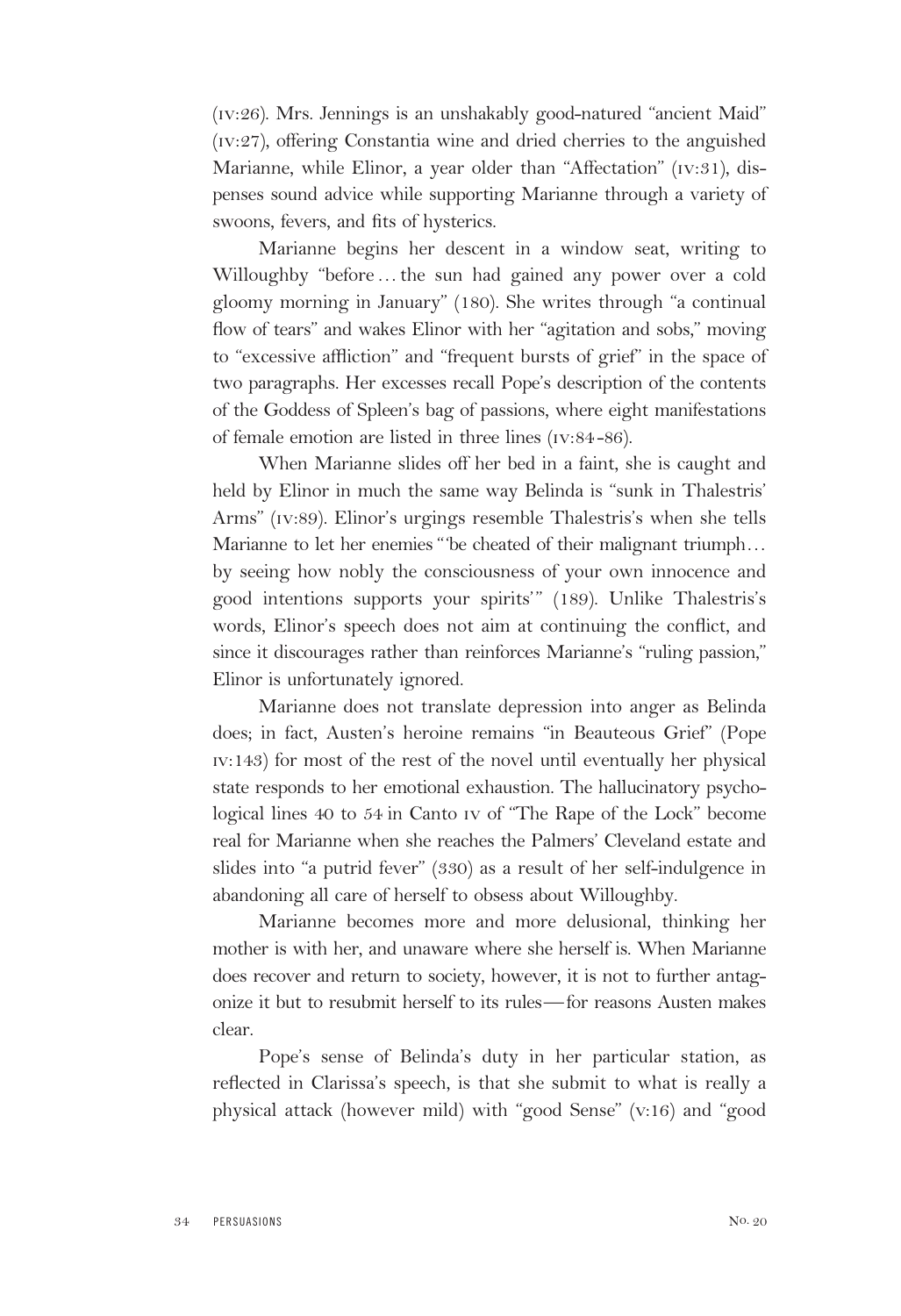(iv:26). Mrs. Jennings is an unshakably good-natured "ancient Maid" (iv:27), offering Constantia wine and dried cherries to the anguished Marianne, while Elinor, a year older than "Affectation" (iv:31), dispenses sound advice while supporting Marianne through a variety of swoons, fevers, and fits of hysterics.

Marianne begins her descent in a window seat, writing to Willoughby "before … the sun had gained any power over a cold gloomy morning in January" (180). She writes through "a continual flow of tears" and wakes Elinor with her "agitation and sobs," moving to "excessive affliction" and "frequent bursts of grief" in the space of two paragraphs. Her excesses recall Pope's description of the contents of the Goddess of Spleen's bag of passions, where eight manifestations of female emotion are listed in three lines (iv:84-86).

When Marianne slides off her bed in a faint, she is caught and held by Elinor in much the same way Belinda is "sunk in Thalestris' Arms" (iv:89). Elinor's urgings resemble Thalestris's when she tells Marianne to let her enemies "'be cheated of their malignant triumph… by seeing how nobly the consciousness of your own innocence and good intentions supports your spirits'" (189). Unlike Thalestris's words, Elinor's speech does not aim at continuing the conflict, and since it discourages rather than reinforces Marianne's "ruling passion," Elinor is unfortunately ignored.

Marianne does not translate depression into anger as Belinda does; in fact, Austen's heroine remains "in Beauteous Grief" (Pope iv:143) for most of the rest of the novel until eventually her physical state responds to her emotional exhaustion. The hallucinatory psychological lines 40 to 54 in Canto iv of "The Rape of the Lock" become real for Marianne when she reaches the Palmers' Cleveland estate and slides into "a putrid fever" (330) as a result of her self-indulgence in abandoning all care of herself to obsess about Willoughby.

Marianne becomes more and more delusional, thinking her mother is with her, and unaware where she herself is. When Marianne does recover and return to society, however, it is not to further antagonize it but to resubmit herself to its rules—for reasons Austen makes clear.

Pope's sense of Belinda's duty in her particular station, as reflected in Clarissa's speech, is that she submit to what is really a physical attack (however mild) with "good Sense" (v:16) and "good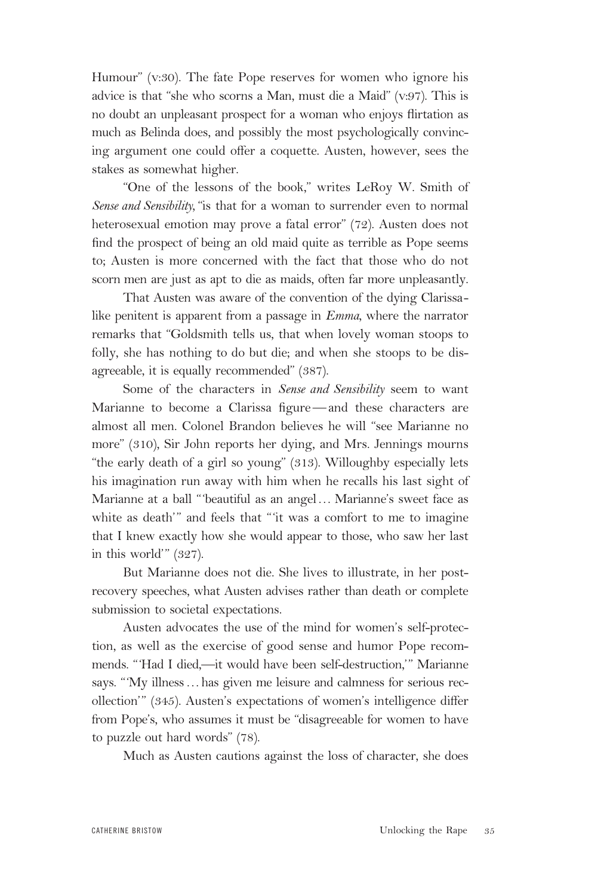Humour" (v:30). The fate Pope reserves for women who ignore his advice is that "she who scorns a Man, must die a Maid" (v:97). This is no doubt an unpleasant prospect for a woman who enjoys flirtation as much as Belinda does, and possibly the most psychologically convincing argument one could offer a coquette. Austen, however, sees the stakes as somewhat higher.

"One of the lessons of the book," writes LeRoy W. Smith of *Sense and Sensibility*, "is that for a woman to surrender even to normal heterosexual emotion may prove a fatal error" (72). Austen does not find the prospect of being an old maid quite as terrible as Pope seems to; Austen is more concerned with the fact that those who do not scorn men are just as apt to die as maids, often far more unpleasantly.

That Austen was aware of the convention of the dying Clarissa-like penitent is apparent from a passage in *Emma*, where the narrator remarks that "Goldsmith tells us, that when lovely woman stoops to folly, she has nothing to do but die; and when she stoops to be disagreeable, it is equally recommended" (387).

Some of the characters in *Sense and Sensibility* seem to want Marianne to become a Clarissa figure—and these characters are almost all men. Colonel Brandon believes he will "see Marianne no more" (310), Sir John reports her dying, and Mrs. Jennings mourns "the early death of a girl so young" (313). Willoughby especially lets his imagination run away with him when he recalls his last sight of Marianne at a ball "'beautiful as an angel... Marianne's sweet face as white as death'" and feels that "'it was a comfort to me to imagine that I knew exactly how she would appear to those, who saw her last in this world'" (327).

But Marianne does not die. She lives to illustrate, in her post-recovery speeches, what Austen advises rather than death or complete submission to societal expectations.

Austen advocates the use of the mind for women's self-protection, as well as the exercise of good sense and humor Pope recommends. "'Had I died,—it would have been self-destruction,'" Marianne says. "'My illness... has given me leisure and calmness for serious recollection'" (345). Austen's expectations of women's intelligence differ from Pope's, who assumes it must be "disagreeable for women to have to puzzle out hard words" (78).

Much as Austen cautions against the loss of character, she does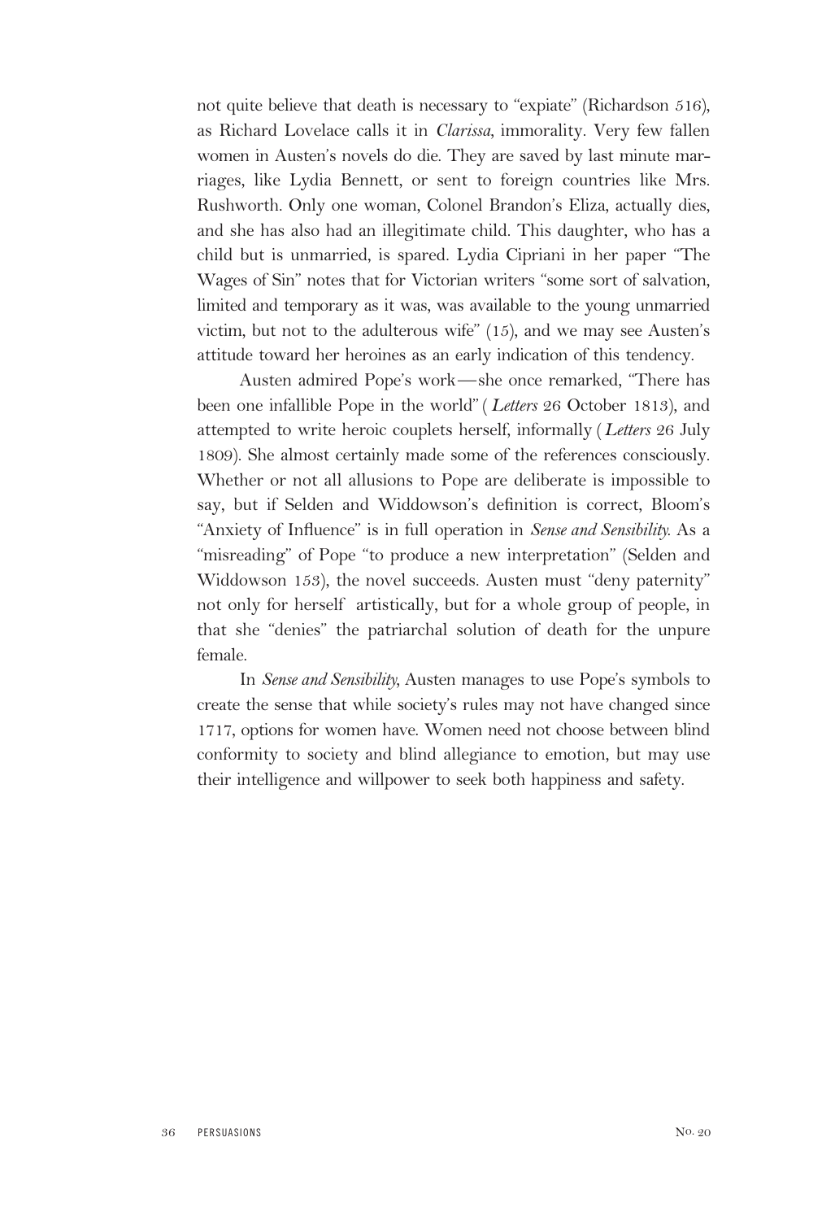not quite believe that death is necessary to "expiate" (Richardson 516), as Richard Lovelace calls it in *Clarissa*, immorality. Very few fallen women in Austen's novels do die. They are saved by last minute marriages, like Lydia Bennett, or sent to foreign countries like Mrs. Rushworth. Only one woman, Colonel Brandon's Eliza, actually dies, and she has also had an illegitimate child. This daughter, who has a child but is unmarried, is spared. Lydia Cipriani in her paper "The Wages of Sin" notes that for Victorian writers "some sort of salvation, limited and temporary as it was, was available to the young unmarried victim, but not to the adulterous wife" (15), and we may see Austen's attitude toward her heroines as an early indication of this tendency.

Austen admired Pope's work—she once remarked, "There has been one infallible Pope in the world" (*Letters* 26 October 1813), and attempted to write heroic couplets herself, informally (*Letters* 26 July 1809). She almost certainly made some of the references consciously. Whether or not all allusions to Pope are deliberate is impossible to say, but if Selden and Widdowson's definition is correct, Bloom's "Anxiety of Influence" is in full operation in *Sense and Sensibility*. As a "misreading" of Pope "to produce a new interpretation" (Selden and Widdowson 153), the novel succeeds. Austen must "deny paternity" not only for herself artistically, but for a whole group of people, in that she "denies" the patriarchal solution of death for the unpure female.

In *Sense and Sensibility*, Austen manages to use Pope's symbols to create the sense that while society's rules may not have changed since 1717, options for women have. Women need not choose between blind conformity to society and blind allegiance to emotion, but may use their intelligence and willpower to seek both happiness and safety.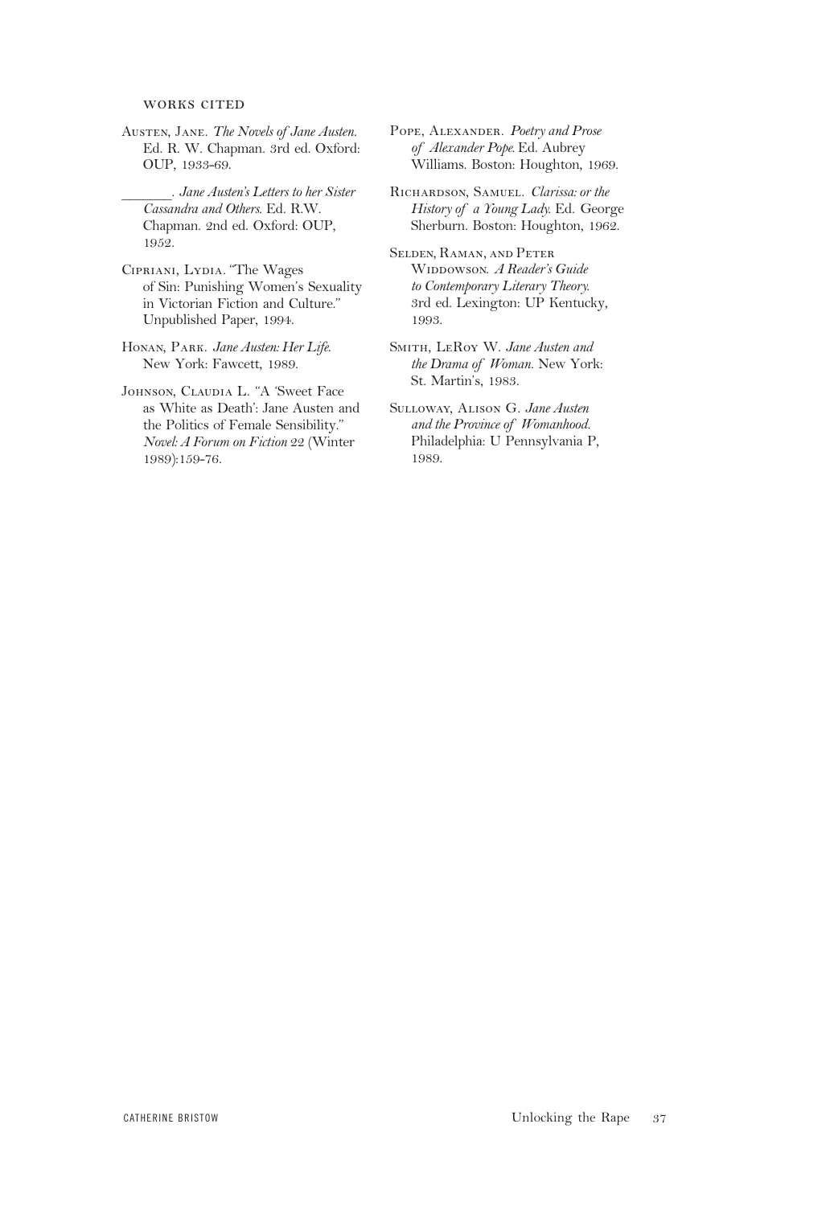## WORKS CITED

Austen, Jane. *The Novels of Jane Austen.* Ed. R. W. Chapman. 3rd ed. Oxford: OUP, 1933-69.

\_\_\_\_\_\_\_. *Jane Austen's Letters to her Sister Cassandra and Others.* Ed. R.W. Chapman. 2nd ed. Oxford: OUP, 1952.

Cipriani, Lydia. "The Wages of Sin: Punishing Women's Sexuality in Victorian Fiction and Culture." Unpublished Paper, 1994.

Honan, Park. *Jane Austen: Her Life.* New York: Fawcett, 1989.

Johnson, Claudia L. "A 'Sweet Face as White as Death': Jane Austen and the Politics of Female Sensibility." *Novel: A Forum on Fiction* 22 (Winter 1989):159-76.

Pope, Alexander. *Poetry and Prose of Alexander Pope.* Ed. Aubrey Williams. Boston: Houghton, 1969.

Richardson, Samuel. *Clarissa: or the History of a Young Lady.* Ed. George Sherburn. Boston: Houghton, 1962.

Selden, Raman, and Peter Widdowson. *A Reader's Guide to Contemporary Literary Theory.* 3rd ed. Lexington: UP Kentucky, 1993.

Smith, LeRoy W. *Jane Austen and the Drama of Woman.* New York: St. Martin's, 1983.

Sulloway, Alison G. *Jane Austen and the Province of Womanhood.* Philadelphia: U Pennsylvania P, 1989.